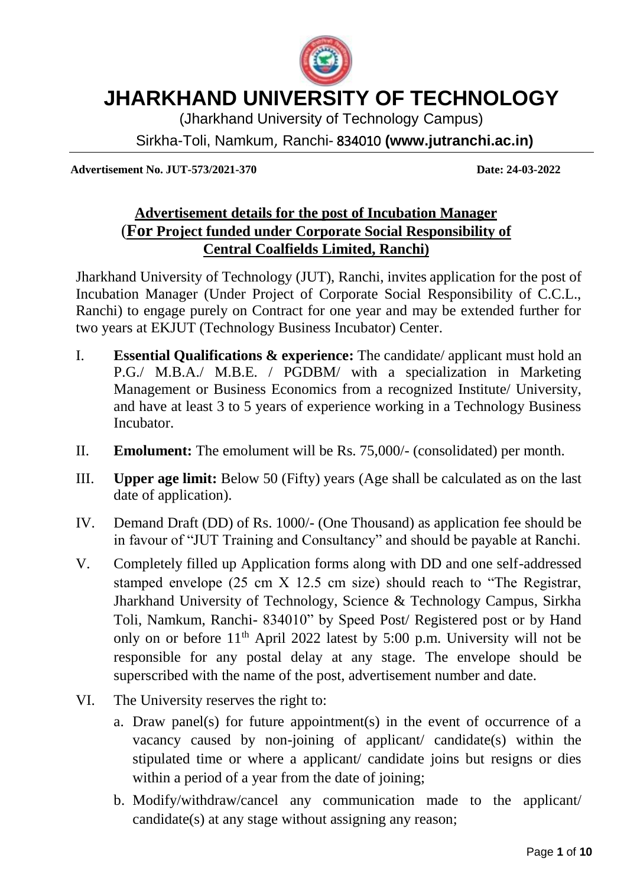# JHARKHAND UNIVERSITY OF TECHNOLOGY

(Jharkhand University of Technology Campus)

Sirkha-Toli, Namkum, Ranchi- 834010 **(www.jutranchi.ac.in)**

**Advertisement No. JUT-573/2021-370** **Date: 24-03-2022**

## Advertisement details for the post of Incubation Manager (For Project funded under Corporate Social Responsibility of Central Coalfields Limited, Ranchi)

Jharkhand University of Technology (JUT), Ranchi, invites application for the post of Incubation Manager (Under Project of Corporate Social Responsibility of C.C.L., Ranchi) to engage purely on Contract for one year and may be extended further for two years at EKJUT (Technology Business Incubator) Center.

I. **Essential Qualifications & experience:** The candidate/ applicant must hold an P.G./ M.B.A./ M.B.E. / PGDBM/ with a specialization in Marketing Management or Business Economics from a recognized Institute/ University, and have at least 3 to 5 years of experience working in a Technology Business Incubator.

II. **Emolument:** The emolument will be Rs. 75,000/- (consolidated) per month.

III. **Upper age limit:** Below 50 (Fifty) years (Age shall be calculated as on the last date of application).

IV. Demand Draft (DD) of Rs. 1000/- (One Thousand) as application fee should be in favour of "JUT Training and Consultancy" and should be payable at Ranchi.

V. Completely filled up Application forms along with DD and one self-addressed stamped envelope (25 cm X 12.5 cm size) should reach to "The Registrar, Jharkhand University of Technology, Science & Technology Campus, Sirkha Toli, Namkum, Ranchi- 834010" by Speed Post/ Registered post or by Hand only on or before 11th April 2022 latest by 5:00 p.m. University will not be responsible for any postal delay at any stage. The envelope should be superscribed with the name of the post, advertisement number and date.

VI. The University reserves the right to:

   a. Draw panel(s) for future appointment(s) in the event of occurrence of a vacancy caused by non-joining of applicant/ candidate(s) within the stipulated time or where a applicant/ candidate joins but resigns or dies within a period of a year from the date of joining;

   b. Modify/withdraw/cancel any communication made to the applicant/ candidate(s) at any stage without assigning any reason;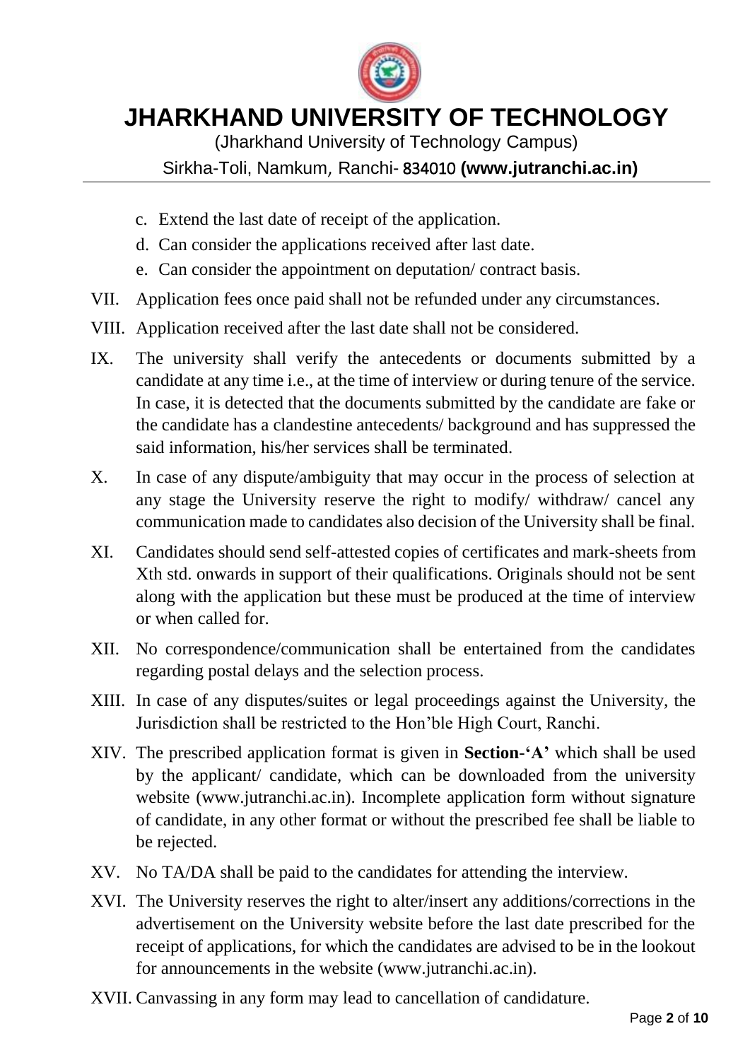c. Extend the last date of receipt of the application.
d. Can consider the applications received after last date.
e. Can consider the appointment on deputation/ contract basis.

VII. Application fees once paid shall not be refunded under any circumstances.

VIII. Application received after the last date shall not be considered.

IX. The university shall verify the antecedents or documents submitted by a candidate at any time i.e., at the time of interview or during tenure of the service. In case, it is detected that the documents submitted by the candidate are fake or the candidate has a clandestine antecedents/ background and has suppressed the said information, his/her services shall be terminated.

X. In case of any dispute/ambiguity that may occur in the process of selection at any stage the University reserve the right to modify/ withdraw/ cancel any communication made to candidates also decision of the University shall be final.

XI. Candidates should send self-attested copies of certificates and mark-sheets from Xth std. onwards in support of their qualifications. Originals should not be sent along with the application but these must be produced at the time of interview or when called for.

XII. No correspondence/communication shall be entertained from the candidates regarding postal delays and the selection process.

XIII. In case of any disputes/suites or legal proceedings against the University, the Jurisdiction shall be restricted to the Hon'ble High Court, Ranchi.

XIV. The prescribed application format is given in **Section-'A'** which shall be used by the applicant/ candidate, which can be downloaded from the university website (www.jutranchi.ac.in). Incomplete application form without signature of candidate, in any other format or without the prescribed fee shall be liable to be rejected.

XV. No TA/DA shall be paid to the candidates for attending the interview.

XVI. The University reserves the right to alter/insert any additions/corrections in the advertisement on the University website before the last date prescribed for the receipt of applications, for which the candidates are advised to be in the lookout for announcements in the website (www.jutranchi.ac.in).

XVII. Canvassing in any form may lead to cancellation of candidature.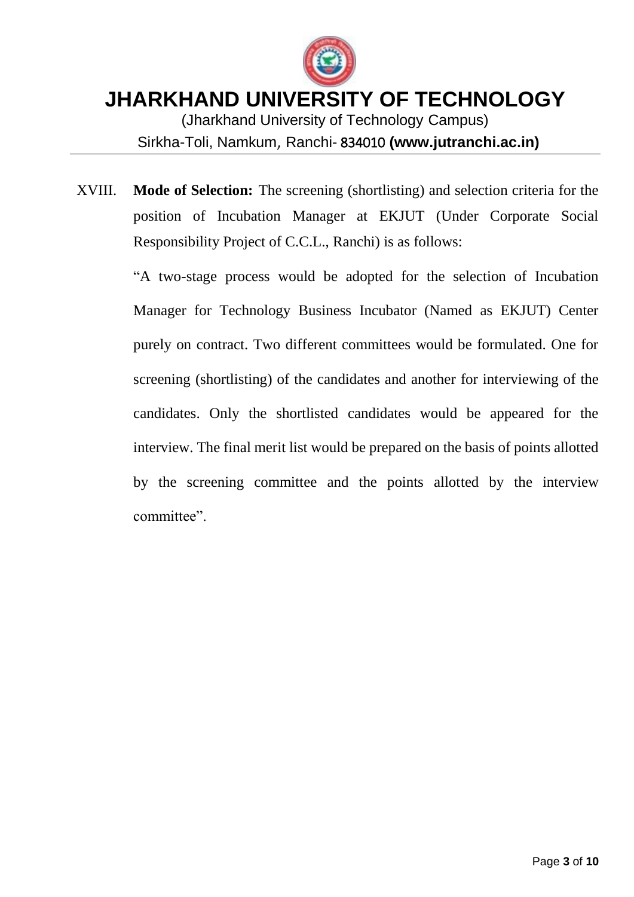XVIII. **Mode of Selection:** The screening (shortlisting) and selection criteria for the position of Incubation Manager at EKJUT (Under Corporate Social Responsibility Project of C.C.L., Ranchi) is as follows:

"A two-stage process would be adopted for the selection of Incubation Manager for Technology Business Incubator (Named as EKJUT) Center purely on contract. Two different committees would be formulated. One for screening (shortlisting) of the candidates and another for interviewing of the candidates. Only the shortlisted candidates would be appeared for the interview. The final merit list would be prepared on the basis of points allotted by the screening committee and the points allotted by the interview committee".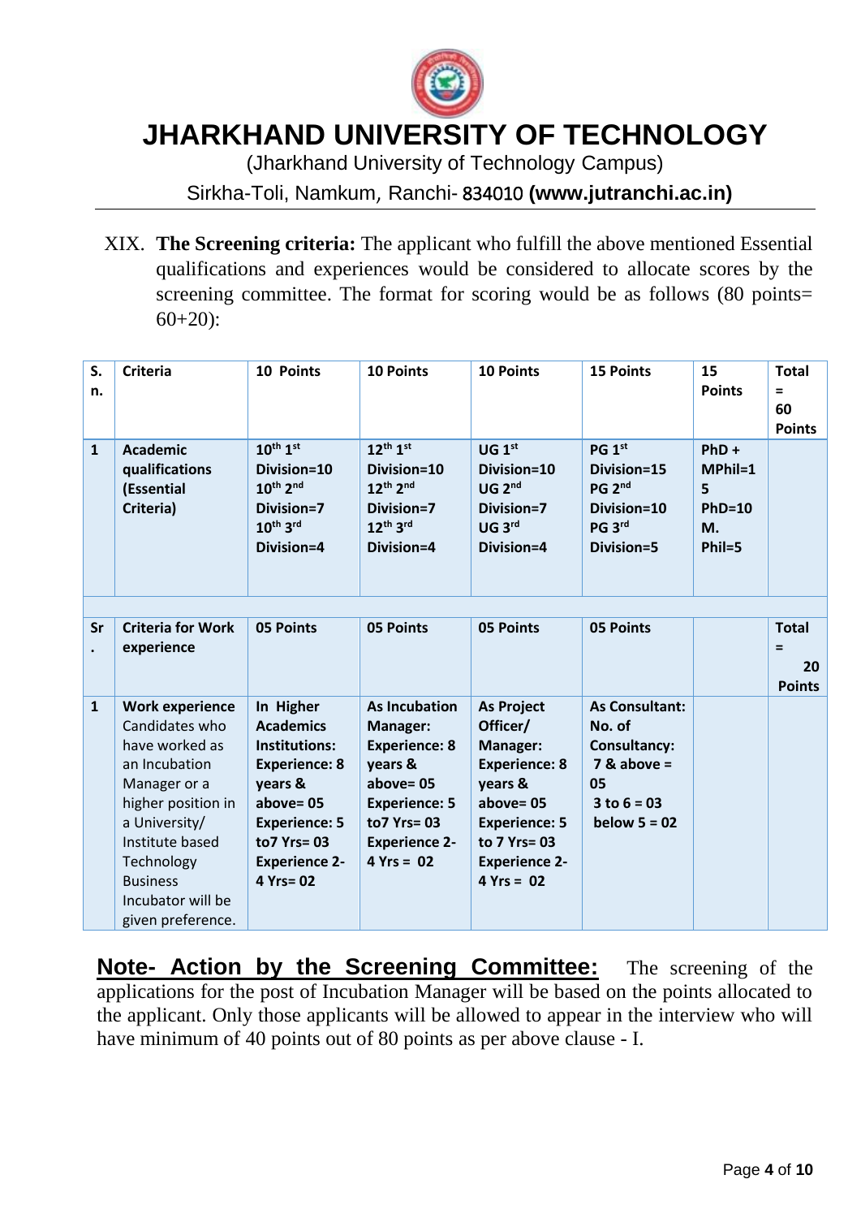# JHARKHAND UNIVERSITY OF TECHNOLOGY

(Jharkhand University of Technology Campus)

Sirkha-Toli, Namkum, Ranchi- 834010 **(www.jutranchi.ac.in)**

XIX. **The Screening criteria:** The applicant who fulfill the above mentioned Essential qualifications and experiences would be considered to allocate scores by the screening committee. The format for scoring would be as follows (80 points= 60+20):

| S. n. | Criteria | 10 Points | 10 Points | 10 Points | 15 Points | 15 Points | Total = 60 Points |
|---|---|---|---|---|---|---|---|
| 1 | **Academic qualifications (Essential Criteria)** | **10th 1st Division=10<br>10th 2nd Division=7<br>10th 3rd Division=4** | **12th 1st Division=10<br>12th 2nd Division=7<br>12th 3rd Division=4** | **UG 1st Division=10<br>UG 2nd Division=7<br>UG 3rd Division=4** | **PG 1st Division=15<br>PG 2nd Division=10<br>PG 3rd Division=5** | **PhD + MPhil=15<br>PhD=10<br>M. Phil=5** | |
| | | | | | | | |
| **Sr.** | **Criteria for Work experience** | **05 Points** | **05 Points** | **05 Points** | **05 Points** | | **Total = 20 Points** |
| 1 | **Work experience** Candidates who have worked as an Incubation Manager or a higher position in a University/ Institute based Technology Business Incubator will be given preference. | **In Higher Academics Institutions: Experience: 8 years & above= 05<br>Experience: 5 to7 Yrs= 03<br>Experience 2-4 Yrs= 02** | **As Incubation Manager: Experience: 8 years & above= 05<br>Experience: 5 to7 Yrs= 03<br>Experience 2-4 Yrs = 02** | **As Project Officer/ Manager: Experience: 8 years & above= 05<br>Experience: 5 to 7 Yrs= 03<br>Experience 2-4 Yrs = 02** | **As Consultant: No. of Consultancy: 7 & above = 05<br>3 to 6 = 03<br>below 5 = 02** | | |

**Note- Action by the Screening Committee:** The screening of the applications for the post of Incubation Manager will be based on the points allocated to the applicant. Only those applicants will be allowed to appear in the interview who will have minimum of 40 points out of 80 points as per above clause - I.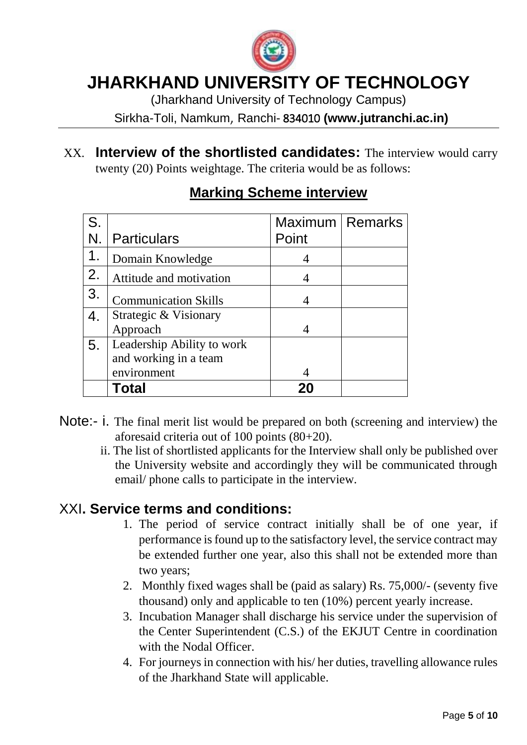# JHARKHAND UNIVERSITY OF TECHNOLOGY

(Jharkhand University of Technology Campus)

Sirkha-Toli, Namkum, Ranchi- 834010 **(www.jutranchi.ac.in)**

XX. **Interview of the shortlisted candidates:** The interview would carry twenty (20) Points weightage. The criteria would be as follows:

## Marking Scheme interview

| S. N. | Particulars | Maximum Point | Remarks |
|---|---|---|---|
| 1. | Domain Knowledge | 4 | |
| 2. | Attitude and motivation | 4 | |
| 3. | Communication Skills | 4 | |
| 4. | Strategic & Visionary Approach | 4 | |
| 5. | Leadership Ability to work and working in a team environment | 4 | |
| | **Total** | **20** | |

Note:- i. The final merit list would be prepared on both (screening and interview) the aforesaid criteria out of 100 points (80+20).

ii. The list of shortlisted applicants for the Interview shall only be published over the University website and accordingly they will be communicated through email/ phone calls to participate in the interview.

## XXI. Service terms and conditions:

1. The period of service contract initially shall be of one year, if performance is found up to the satisfactory level, the service contract may be extended further one year, also this shall not be extended more than two years;
2. Monthly fixed wages shall be (paid as salary) Rs. 75,000/- (seventy five thousand) only and applicable to ten (10%) percent yearly increase.
3. Incubation Manager shall discharge his service under the supervision of the Center Superintendent (C.S.) of the EKJUT Centre in coordination with the Nodal Officer.
4. For journeys in connection with his/ her duties, travelling allowance rules of the Jharkhand State will applicable.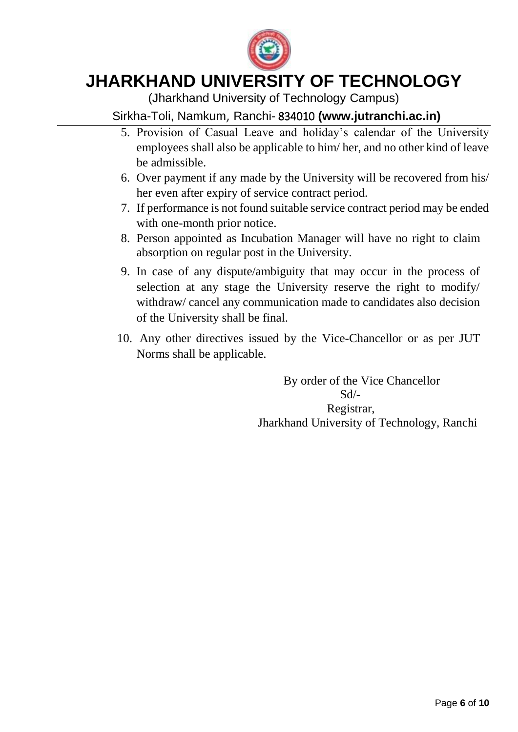5. Provision of Casual Leave and holiday's calendar of the University employees shall also be applicable to him/ her, and no other kind of leave be admissible.
6. Over payment if any made by the University will be recovered from his/ her even after expiry of service contract period.
7. If performance is not found suitable service contract period may be ended with one-month prior notice.
8. Person appointed as Incubation Manager will have no right to claim absorption on regular post in the University.
9. In case of any dispute/ambiguity that may occur in the process of selection at any stage the University reserve the right to modify/ withdraw/ cancel any communication made to candidates also decision of the University shall be final.
10. Any other directives issued by the Vice-Chancellor or as per JUT Norms shall be applicable.

By order of the Vice Chancellor

Sd/-

Registrar,

Jharkhand University of Technology, Ranchi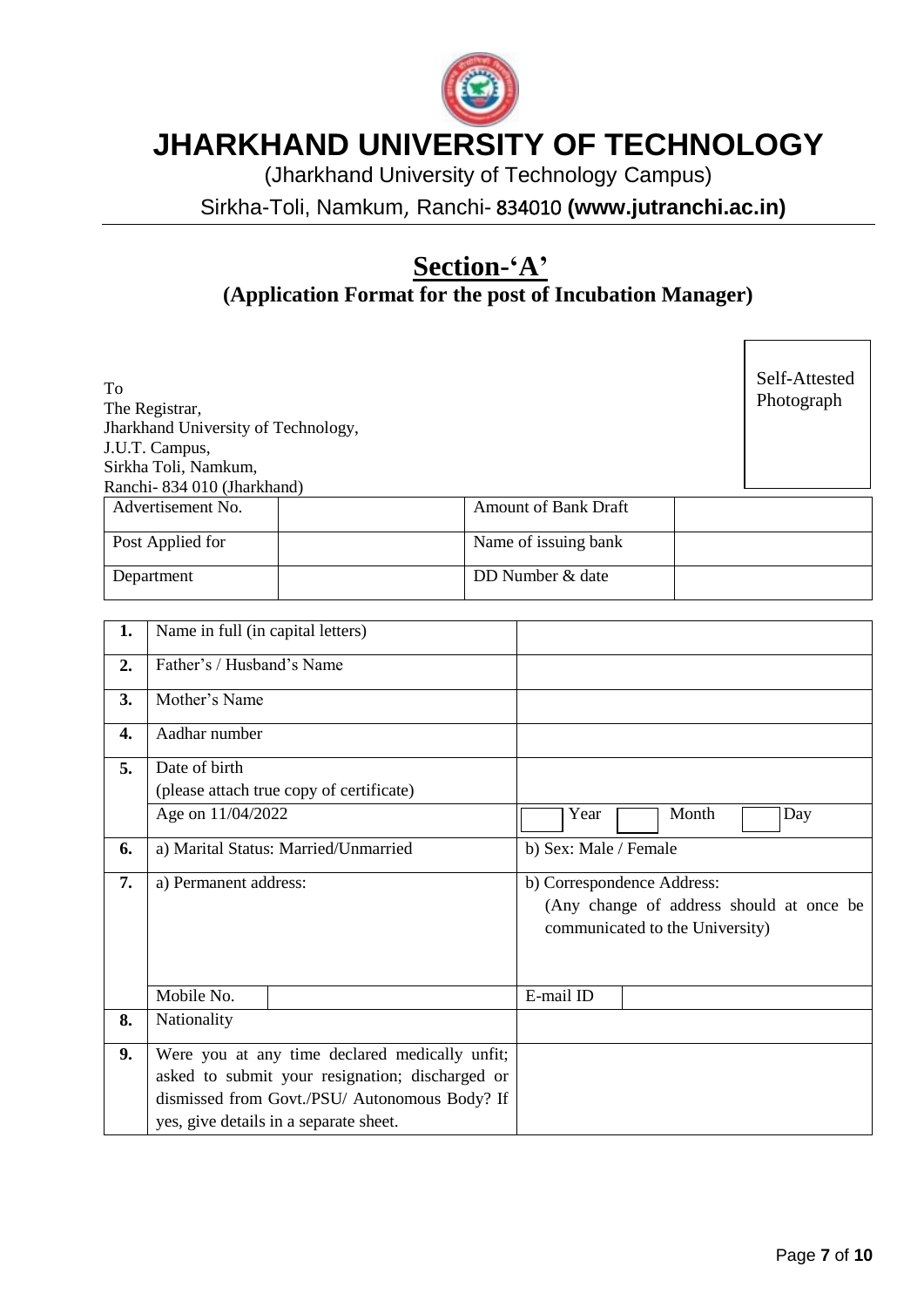# JHARKHAND UNIVERSITY OF TECHNOLOGY

(Jharkhand University of Technology Campus)

Sirkha-Toli, Namkum, Ranchi- 834010 **(www.jutranchi.ac.in)**

## Section-'A'

### (Application Format for the post of Incubation Manager)

Self-Attested Photograph

To
The Registrar,
Jharkhand University of Technology,
J.U.T. Campus,
Sirkha Toli, Namkum,
Ranchi- 834 010 (Jharkhand)

| Advertisement No. | | Amount of Bank Draft | |
|---|---|---|---|
| Post Applied for | | Name of issuing bank | |
| Department | | DD Number & date | |

| | | |
|---|---|---|
| **1.** | Name in full (in capital letters) | |
| **2.** | Father's / Husband's Name | |
| **3.** | Mother's Name | |
| **4.** | Aadhar number | |
| **5.** | Date of birth<br>(please attach true copy of certificate) | |
| | Age on 11/04/2022 | Year Month Day |
| **6.** | a) Marital Status: Married/Unmarried | b) Sex: Male / Female |
| **7.** | a) Permanent address: | b) Correspondence Address:<br>(Any change of address should at once be communicated to the University) |
| | Mobile No. | E-mail ID |
| **8.** | Nationality | |
| **9.** | Were you at any time declared medically unfit; asked to submit your resignation; discharged or dismissed from Govt./PSU/ Autonomous Body? If yes, give details in a separate sheet. | |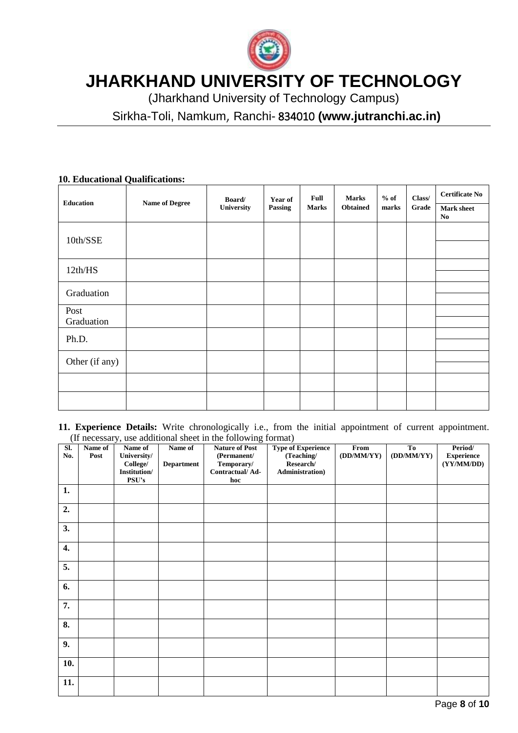# JHARKHAND UNIVERSITY OF TECHNOLOGY

(Jharkhand University of Technology Campus)

Sirkha-Toli, Namkum, Ranchi- 834010 **(www.jutranchi.ac.in)**

**10. Educational Qualifications:**

| Education | Name of Degree | Board/ University | Year of Passing | Full Marks | Marks Obtained | % of marks | Class/ Grade | Certificate No / Mark sheet No |
|---|---|---|---|---|---|---|---|---|
| 10th/SSE | | | | | | | | |
| 12th/HS | | | | | | | | |
| Graduation | | | | | | | | |
| Post Graduation | | | | | | | | |
| Ph.D. | | | | | | | | |
| Other (if any) | | | | | | | | |
| | | | | | | | | |
| | | | | | | | | |

**11. Experience Details:** Write chronologically i.e., from the initial appointment of current appointment. (If necessary, use additional sheet in the following format)

| Sl. No. | Name of Post | Name of University/ College/ Institution/ PSU's | Name of Department | Nature of Post (Permanent/ Temporary/ Contractual/ Ad-hoc | Type of Experience (Teaching/ Research/ Administration) | From (DD/MM/YY) | To (DD/MM/YY) | Period/ Experience (YY/MM/DD) |
|---|---|---|---|---|---|---|---|---|
| 1. | | | | | | | | |
| 2. | | | | | | | | |
| 3. | | | | | | | | |
| 4. | | | | | | | | |
| 5. | | | | | | | | |
| 6. | | | | | | | | |
| 7. | | | | | | | | |
| 8. | | | | | | | | |
| 9. | | | | | | | | |
| 10. | | | | | | | | |
| 11. | | | | | | | | |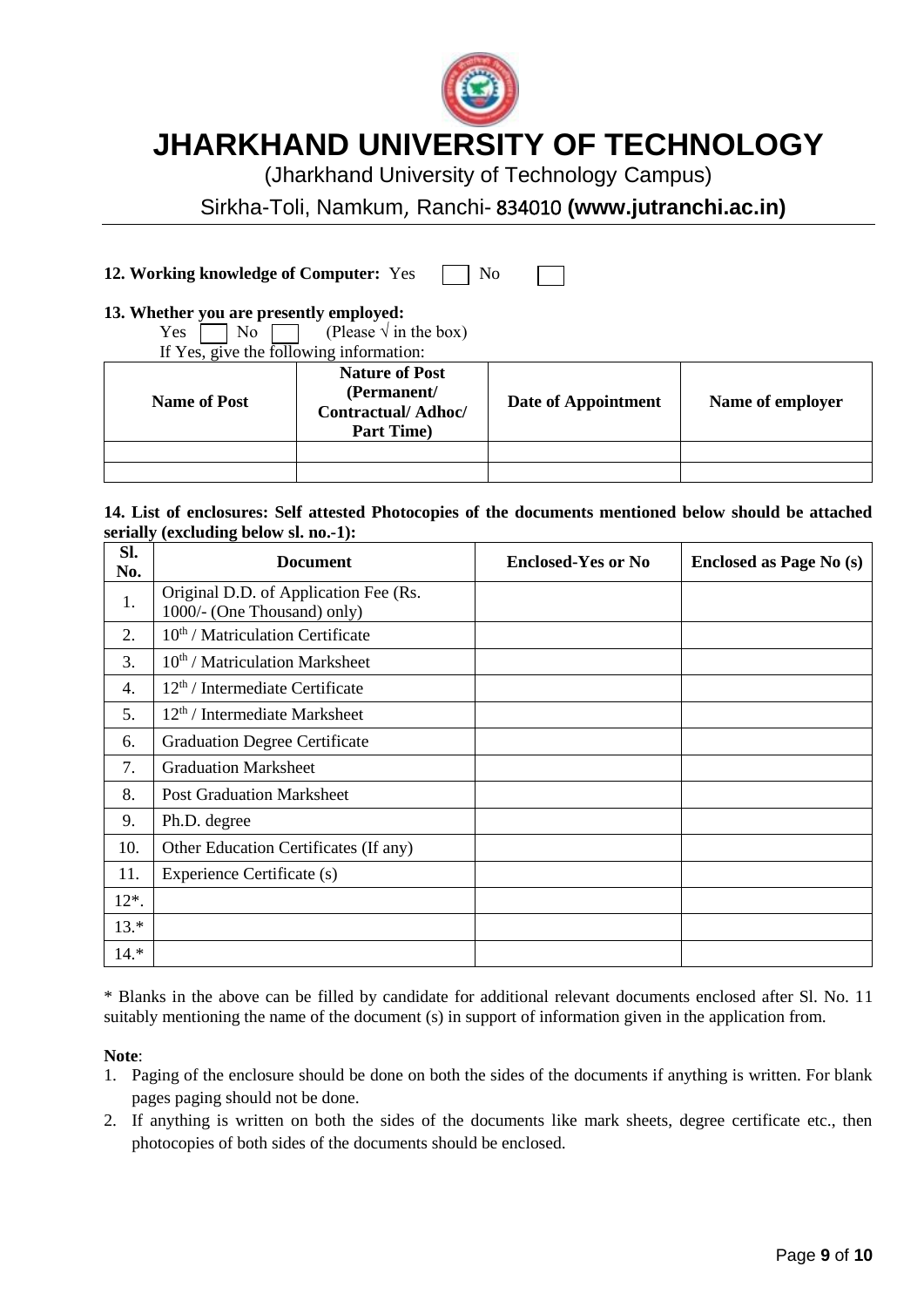# JHARKHAND UNIVERSITY OF TECHNOLOGY

(Jharkhand University of Technology Campus)

Sirkha-Toli, Namkum, Ranchi- 834010 **(www.jutranchi.ac.in)**

**12. Working knowledge of Computer:** Yes ☐ No ☐

**13. Whether you are presently employed:**

Yes ☐ No ☐ (Please √ in the box)

If Yes, give the following information:

| Name of Post | Nature of Post (Permanent/ Contractual/ Adhoc/ Part Time) | Date of Appointment | Name of employer |
|---|---|---|---|
| | | | |
| | | | |

**14. List of enclosures: Self attested Photocopies of the documents mentioned below should be attached serially (excluding below sl. no.-1):**

| Sl. No. | Document | Enclosed-Yes or No | Enclosed as Page No (s) |
|---|---|---|---|
| 1. | Original D.D. of Application Fee (Rs. 1000/- (One Thousand) only) | | |
| 2. | $10^{th}$ / Matriculation Certificate | | |
| 3. | $10^{th}$ / Matriculation Marksheet | | |
| 4. | $12^{th}$ / Intermediate Certificate | | |
| 5. | $12^{th}$ / Intermediate Marksheet | | |
| 6. | Graduation Degree Certificate | | |
| 7. | Graduation Marksheet | | |
| 8. | Post Graduation Marksheet | | |
| 9. | Ph.D. degree | | |
| 10. | Other Education Certificates (If any) | | |
| 11. | Experience Certificate (s) | | |
| 12*. | | | |
| 13.* | | | |
| 14.* | | | |

* Blanks in the above can be filled by candidate for additional relevant documents enclosed after Sl. No. 11 suitably mentioning the name of the document (s) in support of information given in the application from.

**Note**:

1. Paging of the enclosure should be done on both the sides of the documents if anything is written. For blank pages paging should not be done.
2. If anything is written on both the sides of the documents like mark sheets, degree certificate etc., then photocopies of both sides of the documents should be enclosed.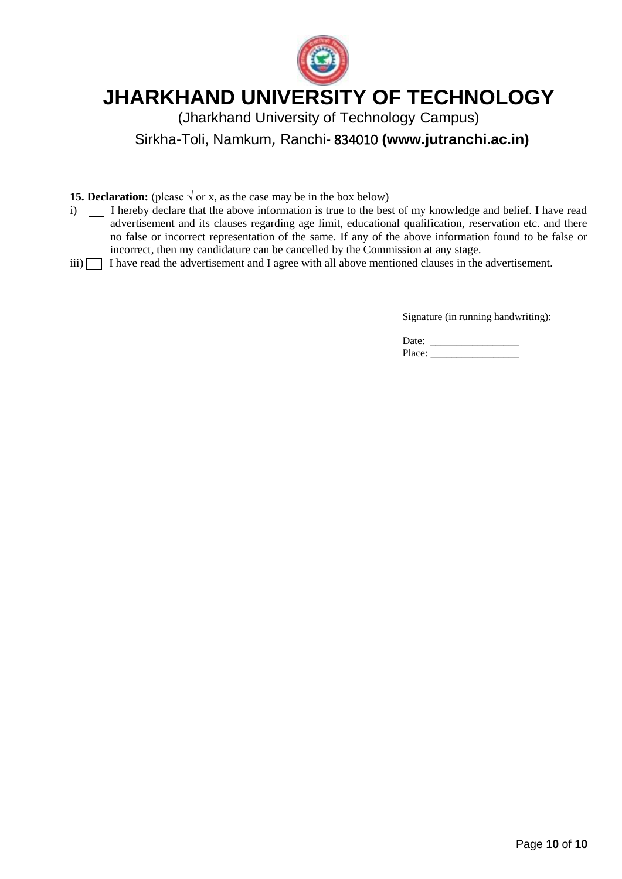# JHARKHAND UNIVERSITY OF TECHNOLOGY

(Jharkhand University of Technology Campus)

Sirkha-Toli, Namkum, Ranchi- 834010 **(www.jutranchi.ac.in)**

---

**15. Declaration:** (please √ or x, as the case may be in the box below)

i) ☐ I hereby declare that the above information is true to the best of my knowledge and belief. I have read advertisement and its clauses regarding age limit, educational qualification, reservation etc. and there no false or incorrect representation of the same. If any of the above information found to be false or incorrect, then my candidature can be cancelled by the Commission at any stage.

iii) ☐ I have read the advertisement and I agree with all above mentioned clauses in the advertisement.

Signature (in running handwriting):

Date: _________________

Place: _________________